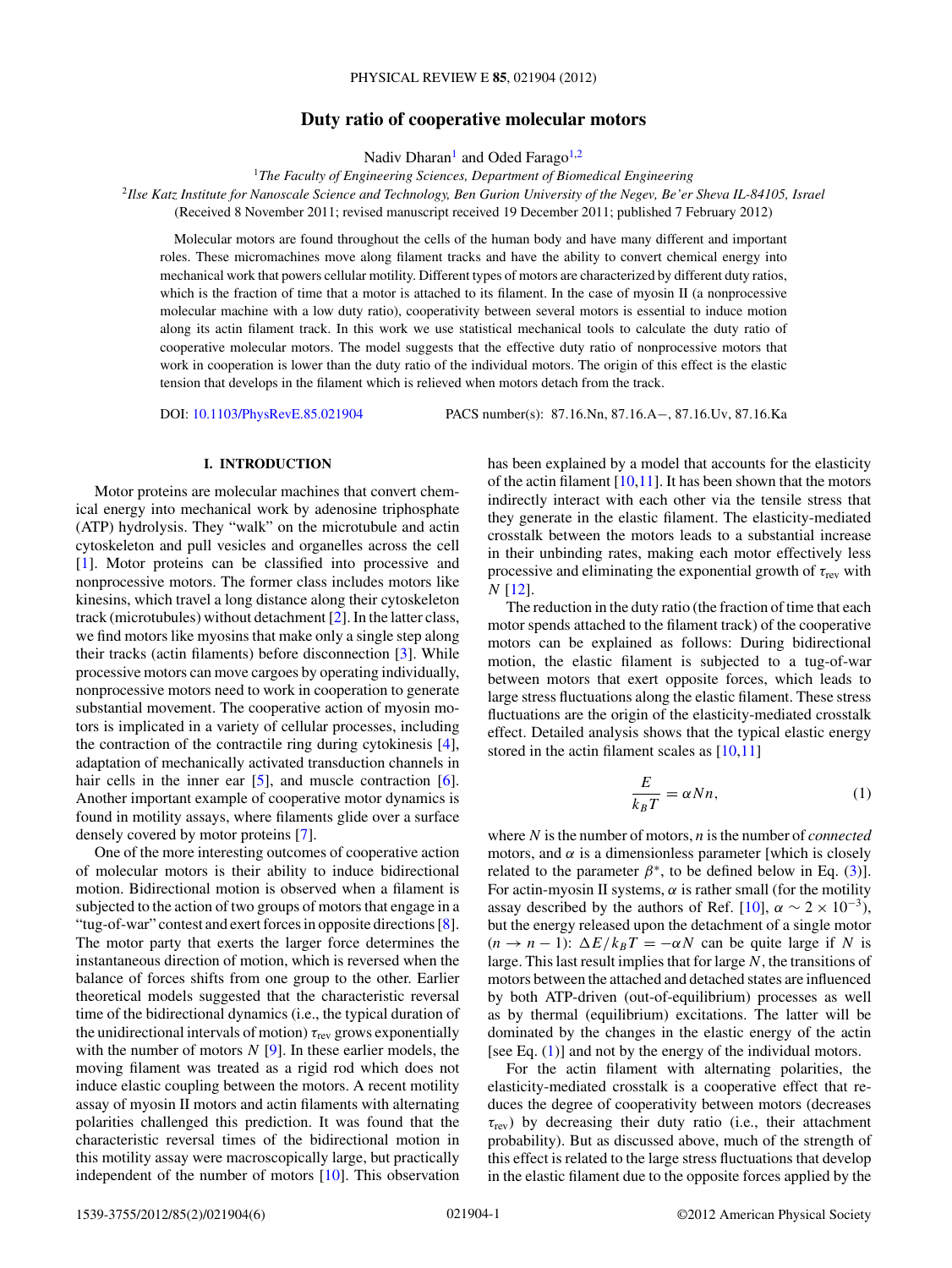# Duty ratio of cooperative molecular motors

Nadiv Dharan[1] and Oded Farago[1,2]

[1]*The Faculty of Engineering Sciences, Department of Biomedical Engineering*

[2]*Ilse Katz Institute for Nanoscale Science and Technology, Ben Gurion University of the Negev, Be'er Sheva IL-84105, Israel*

(Received 8 November 2011; revised manuscript received 19 December 2011; published 7 February 2012)

Molecular motors are found throughout the cells of the human body and have many different and important roles. These micromachines move along filament tracks and have the ability to convert chemical energy into mechanical work that powers cellular motility. Different types of motors are characterized by different duty ratios, which is the fraction of time that a motor is attached to its filament. In the case of myosin II (a nonprocessive molecular machine with a low duty ratio), cooperativity between several motors is essential to induce motion along its actin filament track. In this work we use statistical mechanical tools to calculate the duty ratio of cooperative molecular motors. The model suggests that the effective duty ratio of nonprocessive motors that work in cooperation is lower than the duty ratio of the individual motors. The origin of this effect is the elastic tension that develops in the filament which is relieved when motors detach from the track.

DOI: 10.1103/PhysRevE.85.021904 PACS number(s): 87.16.Nn, 87.16.A−, 87.16.Uv, 87.16.Ka

## I. INTRODUCTION

Motor proteins are molecular machines that convert chemical energy into mechanical work by adenosine triphosphate (ATP) hydrolysis. They "walk" on the microtubule and actin cytoskeleton and pull vesicles and organelles across the cell [1]. Motor proteins can be classified into processive and nonprocessive motors. The former class includes motors like kinesins, which travel a long distance along their cytoskeleton track (microtubules) without detachment [2]. In the latter class, we find motors like myosins that make only a single step along their tracks (actin filaments) before disconnection [3]. While processive motors can move cargoes by operating individually, nonprocessive motors need to work in cooperation to generate substantial movement. The cooperative action of myosin motors is implicated in a variety of cellular processes, including the contraction of the contractile ring during cytokinesis [4], adaptation of mechanically activated transduction channels in hair cells in the inner ear [5], and muscle contraction [6]. Another important example of cooperative motor dynamics is found in motility assays, where filaments glide over a surface densely covered by motor proteins [7].

One of the more interesting outcomes of cooperative action of molecular motors is their ability to induce bidirectional motion. Bidirectional motion is observed when a filament is subjected to the action of two groups of motors that engage in a "tug-of-war" contest and exert forces in opposite directions [8]. The motor party that exerts the larger force determines the instantaneous direction of motion, which is reversed when the balance of forces shifts from one group to the other. Earlier theoretical models suggested that the characteristic reversal time of the bidirectional dynamics (i.e., the typical duration of the unidirectional intervals of motion) $\tau_{\rm rev}$ grows exponentially with the number of motors $N$ [9]. In these earlier models, the moving filament was treated as a rigid rod which does not induce elastic coupling between the motors. A recent motility assay of myosin II motors and actin filaments with alternating polarities challenged this prediction. It was found that the characteristic reversal times of the bidirectional motion in this motility assay were macroscopically large, but practically independent of the number of motors [10]. This observation has been explained by a model that accounts for the elasticity of the actin filament [10,11]. It has been shown that the motors indirectly interact with each other via the tensile stress that they generate in the elastic filament. The elasticity-mediated crosstalk between the motors leads to a substantial increase in their unbinding rates, making each motor effectively less processive and eliminating the exponential growth of $\tau_{\rm rev}$ with $N$ [12].

The reduction in the duty ratio (the fraction of time that each motor spends attached to the filament track) of the cooperative motors can be explained as follows: During bidirectional motion, the elastic filament is subjected to a tug-of-war between motors that exert opposite forces, which leads to large stress fluctuations along the elastic filament. These stress fluctuations are the origin of the elasticity-mediated crosstalk effect. Detailed analysis shows that the typical elastic energy stored in the actin filament scales as [10,11]

$$\frac{E}{k_BT} = \alpha N n, \tag{1}$$

where $N$ is the number of motors, $n$ is the number of *connected* motors, and $\alpha$ is a dimensionless parameter [which is closely related to the parameter $\beta^*$, to be defined below in Eq. (3)]. For actin-myosin II systems, $\alpha$ is rather small (for the motility assay described by the authors of Ref. [10], $\alpha \sim 2 \times 10^{-3}$), but the energy released upon the detachment of a single motor ($n \to n-1$): $\Delta E/k_BT = -\alpha N$ can be quite large if $N$ is large. This last result implies that for large $N$, the transitions of motors between the attached and detached states are influenced by both ATP-driven (out-of-equilibrium) processes as well as by thermal (equilibrium) excitations. The latter will be dominated by the changes in the elastic energy of the actin [see Eq. (1)] and not by the energy of the individual motors.

For the actin filament with alternating polarities, the elasticity-mediated crosstalk is a cooperative effect that reduces the degree of cooperativity between motors (decreases $\tau_{\rm rev}$) by decreasing their duty ratio (i.e., their attachment probability). But as discussed above, much of the strength of this effect is related to the large stress fluctuations that develop in the elastic filament due to the opposite forces applied by the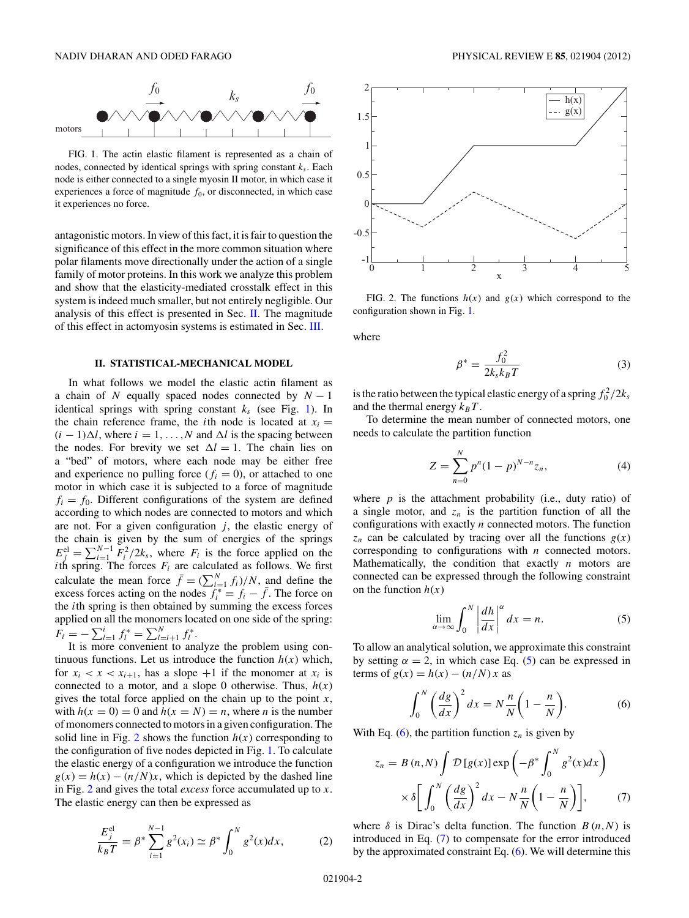FIG. 1. The actin elastic filament is represented as a chain of nodes, connected by identical springs with spring constant $k_s$. Each node is either connected to a single myosin II motor, in which case it experiences a force of magnitude $f_0$, or disconnected, in which case it experiences no force.

antagonistic motors. In view of this fact, it is fair to question the significance of this effect in the more common situation where polar filaments move directionally under the action of a single family of motor proteins. In this work we analyze this problem and show that the elasticity-mediated crosstalk effect in this system is indeed much smaller, but not entirely negligible. Our analysis of this effect is presented in Sec. II. The magnitude of this effect in actomyosin systems is estimated in Sec. III.

## II. STATISTICAL-MECHANICAL MODEL

In what follows we model the elastic actin filament as a chain of $N$ equally spaced nodes connected by $N-1$ identical springs with spring constant $k_s$ (see Fig. 1). In the chain reference frame, the $i$th node is located at $x_i = (i-1)\Delta l$, where $i = 1,\ldots,N$ and $\Delta l$ is the spacing between the nodes. For brevity we set $\Delta l = 1$. The chain lies on a "bed" of motors, where each node may be either free and experience no pulling force ($f_i = 0$), or attached to one motor in which case it is subjected to a force of magnitude $f_i = f_0$. Different configurations of the system are defined according to which nodes are connected to motors and which are not. For a given configuration $j$, the elastic energy of the chain is given by the sum of energies of the springs $E_j^{\rm el} = \sum_{i=1}^{N-1} F_i^2/2k_s$, where $F_i$ is the force applied on the $i$th spring. The forces $F_i$ are calculated as follows. We first calculate the mean force $\bar{f} = (\sum_{i=1}^{N} f_i)/N$, and define the excess forces acting on the nodes $f_i^* = f_i - \bar{f}$. The force on the $i$th spring is then obtained by summing the excess forces applied on all the monomers located on one side of the spring: $F_i = -\sum_{l=1}^{i} f_l^* = \sum_{l=i+1}^{N} f_l^*$.

It is more convenient to analyze the problem using continuous functions. Let us introduce the function $h(x)$ which, for $x_i < x < x_{i+1}$, has a slope $+1$ if the monomer at $x_i$ is connected to a motor, and a slope 0 otherwise. Thus, $h(x)$ gives the total force applied on the chain up to the point $x$, with $h(x=0) = 0$ and $h(x=N) = n$, where $n$ is the number of monomers connected to motors in a given configuration. The solid line in Fig. 2 shows the function $h(x)$ corresponding to the configuration of five nodes depicted in Fig. 1. To calculate the elastic energy of a configuration we introduce the function $g(x) = h(x) - (n/N)x$, which is depicted by the dashed line in Fig. 2 and gives the total *excess* force accumulated up to $x$. The elastic energy can then be expressed as

$$\frac{E_j^{\rm el}}{k_B T} = \beta^* \sum_{i=1}^{N-1} g^2(x_i) \simeq \beta^* \int_0^N g^2(x)dx, \tag{2}$$

FIG. 2. The functions $h(x)$ and $g(x)$ which correspond to the configuration shown in Fig. 1.

where

$$\beta^* = \frac{f_0^2}{2k_s k_B T} \tag{3}$$

is the ratio between the typical elastic energy of a spring $f_0^2/2k_s$ and the thermal energy $k_B T$.

To determine the mean number of connected motors, one needs to calculate the partition function

$$Z = \sum_{n=0}^{N} p^n (1-p)^{N-n} z_n, \tag{4}$$

where $p$ is the attachment probability (i.e., duty ratio) of a single motor, and $z_n$ is the partition function of all the configurations with exactly $n$ connected motors. The function $z_n$ can be calculated by tracing over all the functions $g(x)$ corresponding to configurations with $n$ connected motors. Mathematically, the condition that exactly $n$ motors are connected can be expressed through the following constraint on the function $h(x)$

$$\lim_{\alpha\to\infty} \int_0^N \left|\frac{dh}{dx}\right|^\alpha dx = n. \tag{5}$$

To allow an analytical solution, we approximate this constraint by setting $\alpha = 2$, in which case Eq. (5) can be expressed in terms of $g(x) = h(x) - (n/N)x$ as

$$\int_0^N \left(\frac{dg}{dx}\right)^2 dx = N\frac{n}{N}\left(1 - \frac{n}{N}\right). \tag{6}$$

With Eq. (6), the partition function $z_n$ is given by

$$z_n = B(n,N) \int \mathcal{D}[g(x)] \exp\left(-\beta^* \int_0^N g^2(x)dx\right) \times \delta\left[\int_0^N \left(\frac{dg}{dx}\right)^2 dx - N\frac{n}{N}\left(1-\frac{n}{N}\right)\right], \tag{7}$$

where $\delta$ is Dirac's delta function. The function $B(n,N)$ is introduced in Eq. (7) to compensate for the error introduced by the approximated constraint Eq. (6). We will determine this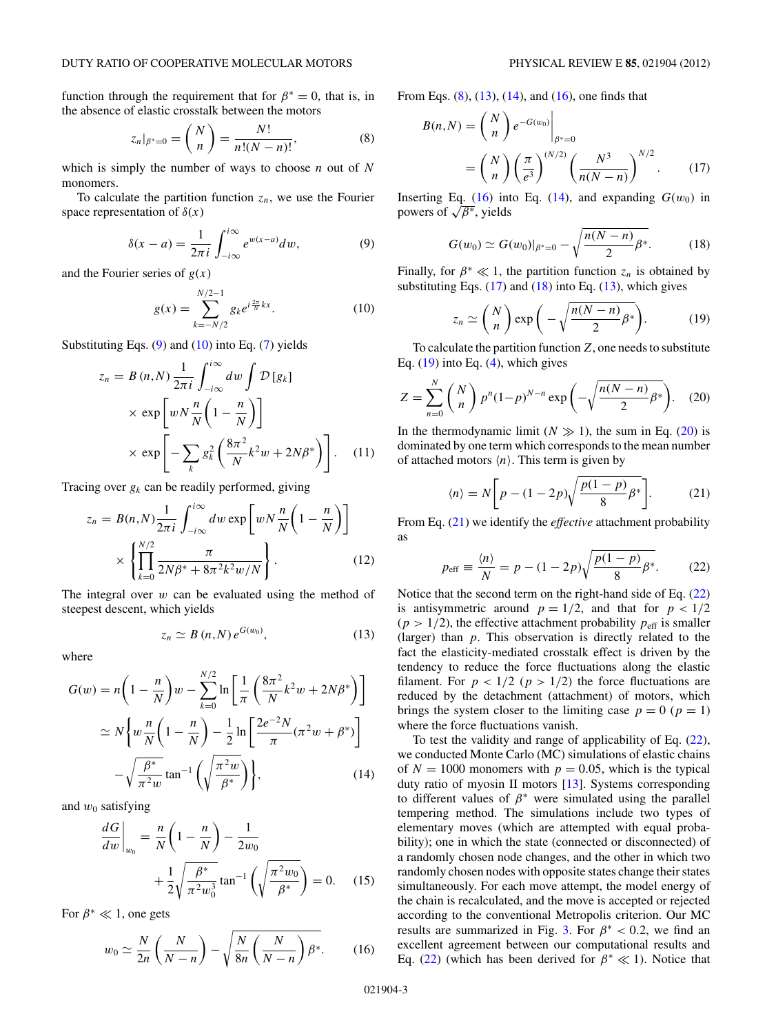function through the requirement that for $\beta^* = 0$, that is, in the absence of elastic crosstalk between the motors

$$z_n|_{\beta^*=0} = \binom{N}{n} = \frac{N!}{n!(N-n)!}, \tag{8}$$

which is simply the number of ways to choose $n$ out of $N$ monomers.

To calculate the partition function $z_n$, we use the Fourier space representation of $\delta(x)$

$$\delta(x-a) = \frac{1}{2\pi i}\int_{-i\infty}^{i\infty} e^{w(x-a)}dw, \tag{9}$$

and the Fourier series of $g(x)$

$$g(x) = \sum_{k=-N/2}^{N/2-1} g_k e^{i\frac{2\pi}{N}kx}. \tag{10}$$

Substituting Eqs. (9) and (10) into Eq. (7) yields

$$\begin{aligned} z_n = {} & B(n,N)\frac{1}{2\pi i}\int_{-i\infty}^{i\infty} dw \int \mathcal{D}[g_k] \\ & \times \exp\left[wN\frac{n}{N}\left(1-\frac{n}{N}\right)\right] \\ & \times \exp\left[-\sum_k g_k^2\left(\frac{8\pi^2}{N}k^2 w + 2N\beta^*\right)\right]. \end{aligned} \tag{11}$$

Tracing over $g_k$ can be readily performed, giving

$$\begin{aligned} z_n = {} & B(n,N)\frac{1}{2\pi i}\int_{-i\infty}^{i\infty} dw \exp\left[wN\frac{n}{N}\left(1-\frac{n}{N}\right)\right] \\ & \times \left\{\prod_{k=0}^{N/2}\frac{\pi}{2N\beta^* + 8\pi^2 k^2 w/N}\right\}. \end{aligned} \tag{12}$$

The integral over $w$ can be evaluated using the method of steepest descent, which yields

$$z_n \simeq B(n,N)\, e^{G(w_0)}, \tag{13}$$

where

$$\begin{aligned} G(w) = {} & n\left(1-\frac{n}{N}\right)w - \sum_{k=0}^{N/2}\ln\left[\frac{1}{\pi}\left(\frac{8\pi^2}{N}k^2 w + 2N\beta^*\right)\right] \\ \simeq {} & N\left\{w\frac{n}{N}\left(1-\frac{n}{N}\right) - \frac{1}{2}\ln\left[\frac{2e^{-2}N}{\pi}(\pi^2 w + \beta^*)\right]\right. \\ & \left. -\sqrt{\frac{\beta^*}{\pi^2 w}}\tan^{-1}\left(\sqrt{\frac{\pi^2 w}{\beta^*}}\right)\right\}, \end{aligned} \tag{14}$$

and $w_0$ satisfying

$$\begin{aligned} \left.\frac{dG}{dw}\right|_{w_0} = {} & \frac{n}{N}\left(1-\frac{n}{N}\right) - \frac{1}{2w_0} \\ & + \frac{1}{2}\sqrt{\frac{\beta^*}{\pi^2 w_0^3}}\tan^{-1}\left(\sqrt{\frac{\pi^2 w_0}{\beta^*}}\right) = 0. \end{aligned} \tag{15}$$

For $\beta^* \ll 1$, one gets

$$w_0 \simeq \frac{N}{2n}\left(\frac{N}{N-n}\right) - \sqrt{\frac{N}{8n}\left(\frac{N}{N-n}\right)\beta^*}. \tag{16}$$

From Eqs. (8), (13), (14), and (16), one finds that

$$\begin{aligned} B(n,N) = {} & \binom{N}{n} e^{-G(w_0)}\Big|_{\beta^*=0} \\ = {} & \binom{N}{n}\left(\frac{\pi}{e^3}\right)^{(N/2)}\left(\frac{N^3}{n(N-n)}\right)^{N/2}. \end{aligned} \tag{17}$$

Inserting Eq. (16) into Eq. (14), and expanding $G(w_0)$ in powers of $\sqrt{\beta^*}$, yields

$$G(w_0) \simeq G(w_0)|_{\beta^*=0} - \sqrt{\frac{n(N-n)}{2}\beta^*}. \tag{18}$$

Finally, for $\beta^* \ll 1$, the partition function $z_n$ is obtained by substituting Eqs. (17) and (18) into Eq. (13), which gives

$$z_n \simeq \binom{N}{n}\exp\left(-\sqrt{\frac{n(N-n)}{2}\beta^*}\right). \tag{19}$$

To calculate the partition function $Z$, one needs to substitute Eq. (19) into Eq. (4), which gives

$$Z = \sum_{n=0}^{N}\binom{N}{n}p^n(1-p)^{N-n}\exp\left(-\sqrt{\frac{n(N-n)}{2}\beta^*}\right). \tag{20}$$

In the thermodynamic limit ($N \gg 1$), the sum in Eq. (20) is dominated by one term which corresponds to the mean number of attached motors $\langle n\rangle$. This term is given by

$$\langle n\rangle = N\left[p - (1-2p)\sqrt{\frac{p(1-p)}{8}\beta^*}\right]. \tag{21}$$

From Eq. (21) we identify the *effective* attachment probability as

$$p_{\rm eff} \equiv \frac{\langle n\rangle}{N} = p - (1-2p)\sqrt{\frac{p(1-p)}{8}\beta^*}. \tag{22}$$

Notice that the second term on the right-hand side of Eq. (22) is antisymmetric around $p = 1/2$, and that for $p < 1/2$ ($p > 1/2$), the effective attachment probability $p_{\rm eff}$ is smaller (larger) than $p$. This observation is directly related to the fact the elasticity-mediated crosstalk effect is driven by the tendency to reduce the force fluctuations along the elastic filament. For $p < 1/2$ ($p > 1/2$) the force fluctuations are reduced by the detachment (attachment) of motors, which brings the system closer to the limiting case $p = 0$ ($p = 1$) where the force fluctuations vanish.

To test the validity and range of applicability of Eq. (22), we conducted Monte Carlo (MC) simulations of elastic chains of $N = 1000$ monomers with $p = 0.05$, which is the typical duty ratio of myosin II motors [13]. Systems corresponding to different values of $\beta^*$ were simulated using the parallel tempering method. The simulations include two types of elementary moves (which are attempted with equal probability); one in which the state (connected or disconnected) of a randomly chosen node changes, and the other in which two randomly chosen nodes with opposite states change their states simultaneously. For each move attempt, the model energy of the chain is recalculated, and the move is accepted or rejected according to the conventional Metropolis criterion. Our MC results are summarized in Fig. 3. For $\beta^* < 0.2$, we find an excellent agreement between our computational results and Eq. (22) (which has been derived for $\beta^* \ll 1$). Notice that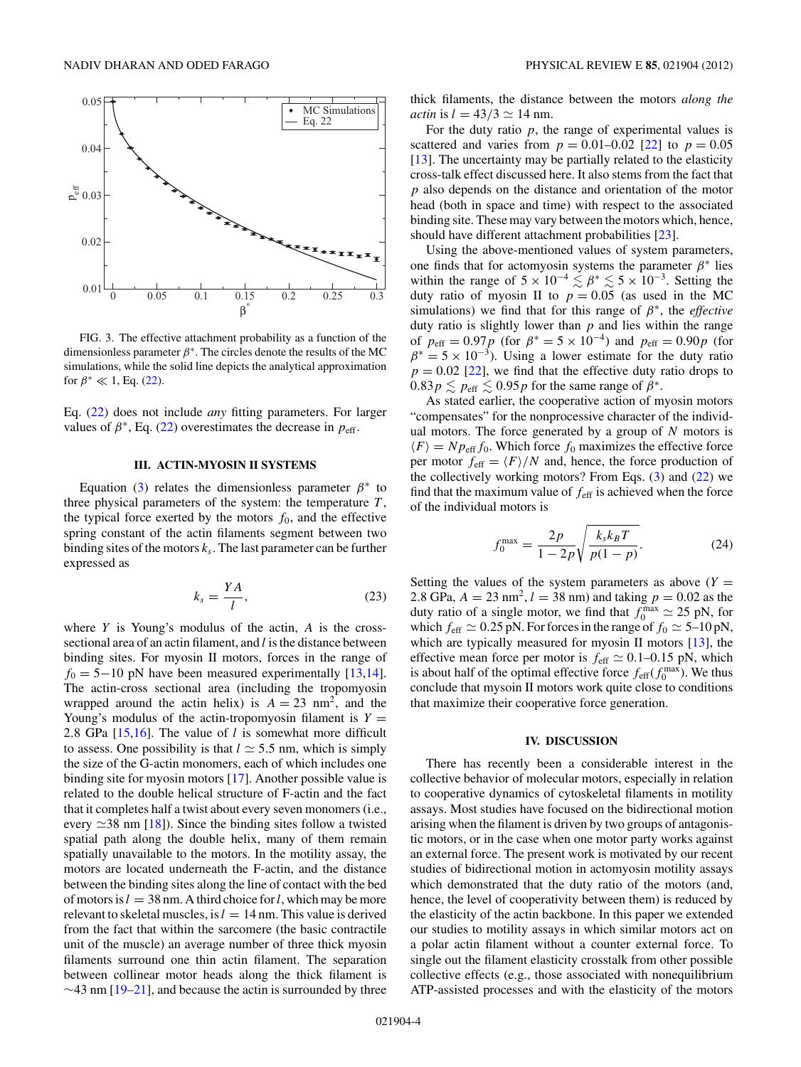FIG. 3. The effective attachment probability as a function of the dimensionless parameter $\beta^*$. The circles denote the results of the MC simulations, while the solid line depicts the analytical approximation for $\beta^* \ll 1$, Eq. (22).

Eq. (22) does not include *any* fitting parameters. For larger values of $\beta^*$, Eq. (22) overestimates the decrease in $p_{\text{eff}}$.

### III. ACTIN-MYOSIN II SYSTEMS

Equation (3) relates the dimensionless parameter $\beta^*$ to three physical parameters of the system: the temperature $T$, the typical force exerted by the motors $f_0$, and the effective spring constant of the actin filaments segment between two binding sites of the motors $k_s$. The last parameter can be further expressed as

$$k_s = \frac{YA}{l}, \tag{23}$$

where $Y$ is Young's modulus of the actin, $A$ is the cross-sectional area of an actin filament, and $l$ is the distance between binding sites. For myosin II motors, forces in the range of $f_0 = 5\text{--}10$ pN have been measured experimentally [13,14]. The actin-cross sectional area (including the tropomyosin wrapped around the actin helix) is $A = 23$ nm$^2$, and the Young's modulus of the actin-tropomyosin filament is $Y = 2.8$ GPa [15,16]. The value of $l$ is somewhat more difficult to assess. One possibility is that $l \simeq 5.5$ nm, which is simply the size of the G-actin monomers, each of which includes one binding site for myosin motors [17]. Another possible value is related to the double helical structure of F-actin and the fact that it completes half a twist about every seven monomers (i.e., every $\simeq$38 nm [18]). Since the binding sites follow a twisted spatial path along the double helix, many of them remain spatially unavailable to the motors. In the motility assay, the motors are located underneath the F-actin, and the distance between the binding sites along the line of contact with the bed of motors is $l = 38$ nm. A third choice for $l$, which may be more relevant to skeletal muscles, is $l = 14$ nm. This value is derived from the fact that within the sarcomere (the basic contractile unit of the muscle) an average number of three thick myosin filaments surround one thin actin filament. The separation between collinear motor heads along the thick filament is $\sim$43 nm [19–21], and because the actin is surrounded by three thick filaments, the distance between the motors *along the actin* is $l = 43/3 \simeq 14$ nm.

For the duty ratio $p$, the range of experimental values is scattered and varies from $p = 0.01$–$0.02$ [22] to $p = 0.05$ [13]. The uncertainty may be partially related to the elasticity cross-talk effect discussed here. It also stems from the fact that $p$ also depends on the distance and orientation of the motor head (both in space and time) with respect to the associated binding site. These may vary between the motors which, hence, should have different attachment probabilities [23].

Using the above-mentioned values of system parameters, one finds that for actomyosin systems the parameter $\beta^*$ lies within the range of $5 \times 10^{-4} \lesssim \beta^* \lesssim 5 \times 10^{-3}$. Setting the duty ratio of myosin II to $p = 0.05$ (as used in the MC simulations) we find that for this range of $\beta^*$, the *effective* duty ratio is slightly lower than $p$ and lies within the range of $p_{\text{eff}} = 0.97p$ (for $\beta^* = 5 \times 10^{-4}$) and $p_{\text{eff}} = 0.90p$ (for $\beta^* = 5 \times 10^{-3}$). Using a lower estimate for the duty ratio $p = 0.02$ [22], we find that the effective duty ratio drops to $0.83p \lesssim p_{\text{eff}} \lesssim 0.95p$ for the same range of $\beta^*$.

As stated earlier, the cooperative action of myosin motors "compensates" for the nonprocessive character of the individual motors. The force generated by a group of $N$ motors is $\langle F \rangle = N p_{\text{eff}} f_0$. Which force $f_0$ maximizes the effective force per motor $f_{\text{eff}} = \langle F \rangle / N$ and, hence, the force production of the collectively working motors? From Eqs. (3) and (22) we find that the maximum value of $f_{\text{eff}}$ is achieved when the force of the individual motors is

$$f_0^{\max} = \frac{2p}{1-2p}\sqrt{\frac{k_s k_B T}{p(1-p)}}. \tag{24}$$

Setting the values of the system parameters as above ($Y = 2.8$ GPa, $A = 23$ nm$^2$, $l = 38$ nm) and taking $p = 0.02$ as the duty ratio of a single motor, we find that $f_0^{\max} \simeq 25$ pN, for which $f_{\text{eff}} \simeq 0.25$ pN. For forces in the range of $f_0 \simeq 5$–$10$ pN, which are typically measured for myosin II motors [13], the effective mean force per motor is $f_{\text{eff}} \simeq 0.1$–$0.15$ pN, which is about half of the optimal effective force $f_{\text{eff}}(f_0^{\max})$. We thus conclude that mysoin II motors work quite close to conditions that maximize their cooperative force generation.

### IV. DISCUSSION

There has recently been a considerable interest in the collective behavior of molecular motors, especially in relation to cooperative dynamics of cytoskeletal filaments in motility assays. Most studies have focused on the bidirectional motion arising when the filament is driven by two groups of antagonistic motors, or in the case when one motor party works against an external force. The present work is motivated by our recent studies of bidirectional motion in actomyosin motility assays which demonstrated that the duty ratio of the motors (and, hence, the level of cooperativity between them) is reduced by the elasticity of the actin backbone. In this paper we extended our studies to motility assays in which similar motors act on a polar actin filament without a counter external force. To single out the filament elasticity crosstalk from other possible collective effects (e.g., those associated with nonequilibrium ATP-assisted processes and with the elasticity of the motors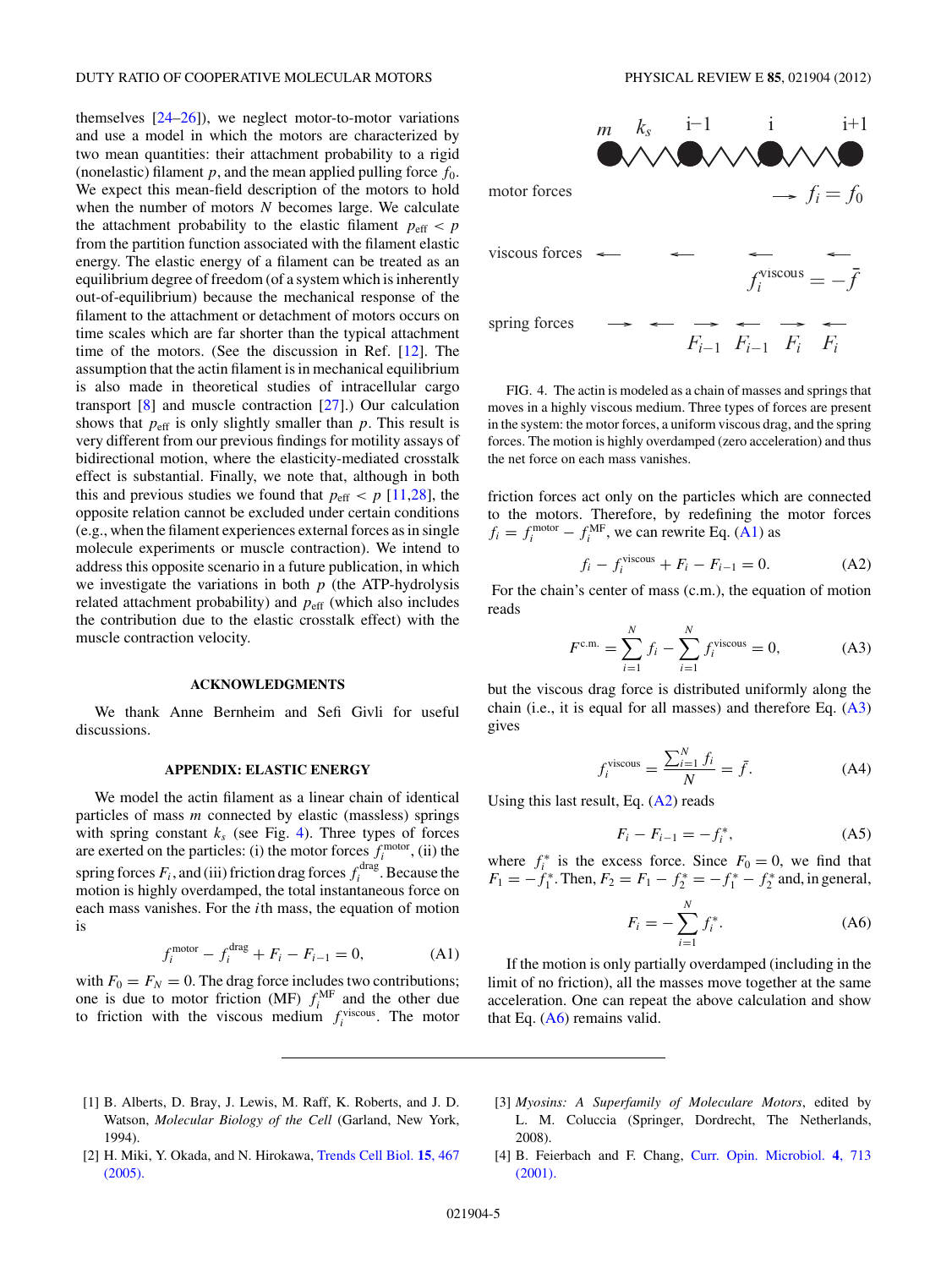themselves [24–26]), we neglect motor-to-motor variations and use a model in which the motors are characterized by two mean quantities: their attachment probability to a rigid (nonelastic) filament $p$, and the mean applied pulling force $f_0$. We expect this mean-field description of the motors to hold when the number of motors $N$ becomes large. We calculate the attachment probability to the elastic filament $p_{\rm eff} < p$ from the partition function associated with the filament elastic energy. The elastic energy of a filament can be treated as an equilibrium degree of freedom (of a system which is inherently out-of-equilibrium) because the mechanical response of the filament to the attachment or detachment of motors occurs on time scales which are far shorter than the typical attachment time of the motors. (See the discussion in Ref. [12]. The assumption that the actin filament is in mechanical equilibrium is also made in theoretical studies of intracellular cargo transport [8] and muscle contraction [27].) Our calculation shows that $p_{\rm eff}$ is only slightly smaller than $p$. This result is very different from our previous findings for motility assays of bidirectional motion, where the elasticity-mediated crosstalk effect is substantial. Finally, we note that, although in both this and previous studies we found that $p_{\rm eff} < p$ [11,28], the opposite relation cannot be excluded under certain conditions (e.g., when the filament experiences external forces as in single molecule experiments or muscle contraction). We intend to address this opposite scenario in a future publication, in which we investigate the variations in both $p$ (the ATP-hydrolysis related attachment probability) and $p_{\rm eff}$ (which also includes the contribution due to the elastic crosstalk effect) with the muscle contraction velocity.

## ACKNOWLEDGMENTS

We thank Anne Bernheim and Sefi Givli for useful discussions.

## APPENDIX: ELASTIC ENERGY

We model the actin filament as a linear chain of identical particles of mass $m$ connected by elastic (massless) springs with spring constant $k_s$ (see Fig. 4). Three types of forces are exerted on the particles: (i) the motor forces $f_i^{\rm motor}$, (ii) the spring forces $F_i$, and (iii) friction drag forces $f_i^{\rm drag}$. Because the motion is highly overdamped, the total instantaneous force on each mass vanishes. For the $i$th mass, the equation of motion is

$$f_i^{\rm motor} - f_i^{\rm drag} + F_i - F_{i-1} = 0, \tag{A1}$$

with $F_0 = F_N = 0$. The drag force includes two contributions; one is due to motor friction (MF) $f_i^{\rm MF}$ and the other due to friction with the viscous medium $f_i^{\rm viscous}$. The motor friction forces act only on the particles which are connected to the motors. Therefore, by redefining the motor forces $f_i = f_i^{\rm motor} - f_i^{\rm MF}$, we can rewrite Eq. (A1) as

$$f_i - f_i^{\rm viscous} + F_i - F_{i-1} = 0. \tag{A2}$$

FIG. 4. The actin is modeled as a chain of masses and springs that moves in a highly viscous medium. Three types of forces are present in the system: the motor forces, a uniform viscous drag, and the spring forces. The motion is highly overdamped (zero acceleration) and thus the net force on each mass vanishes.

For the chain's center of mass (c.m.), the equation of motion reads

$$F^{\rm c.m.} = \sum_{i=1}^{N} f_i - \sum_{i=1}^{N} f_i^{\rm viscous} = 0, \tag{A3}$$

but the viscous drag force is distributed uniformly along the chain (i.e., it is equal for all masses) and therefore Eq. (A3) gives

$$f_i^{\rm viscous} = \frac{\sum_{i=1}^{N} f_i}{N} = \bar{f}. \tag{A4}$$

Using this last result, Eq. (A2) reads

$$F_i - F_{i-1} = -f_i^*, \tag{A5}$$

where $f_i^*$ is the excess force. Since $F_0 = 0$, we find that $F_1 = -f_1^*$. Then, $F_2 = F_1 - f_2^* = -f_1^* - f_2^*$ and, in general,

$$F_i = -\sum_{i=1}^{N} f_i^*. \tag{A6}$$

If the motion is only partially overdamped (including in the limit of no friction), all the masses move together at the same acceleration. One can repeat the above calculation and show that Eq. (A6) remains valid.

---

[1] B. Alberts, D. Bray, J. Lewis, M. Raff, K. Roberts, and J. D. Watson, *Molecular Biology of the Cell* (Garland, New York, 1994).

[2] H. Miki, Y. Okada, and N. Hirokawa, Trends Cell Biol. **15**, 467 (2005).

[3] *Myosins: A Superfamily of Moleculare Motors*, edited by L. M. Coluccia (Springer, Dordrecht, The Netherlands, 2008).

[4] B. Feierbach and F. Chang, Curr. Opin. Microbiol. **4**, 713 (2001).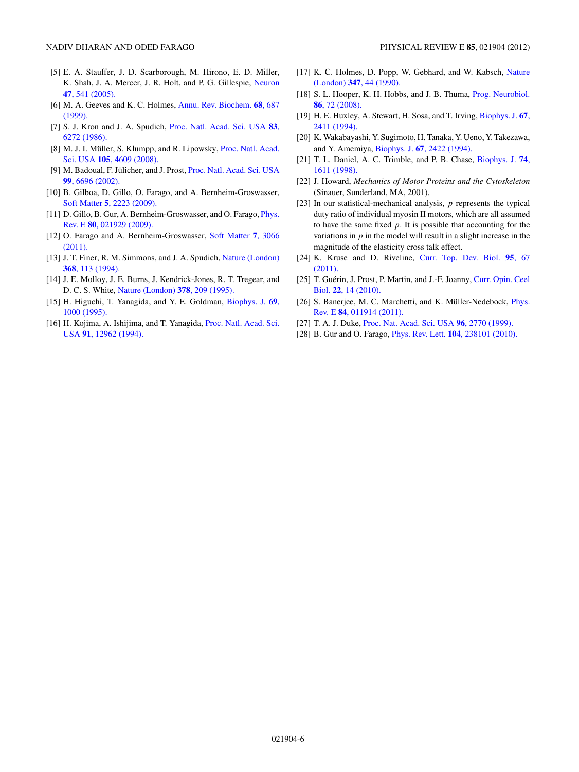[5] E. A. Stauffer, J. D. Scarborough, M. Hirono, E. D. Miller, K. Shah, J. A. Mercer, J. R. Holt, and P. G. Gillespie, Neuron **47**, 541 (2005).

[6] M. A. Geeves and K. C. Holmes, Annu. Rev. Biochem. **68**, 687 (1999).

[7] S. J. Kron and J. A. Spudich, Proc. Natl. Acad. Sci. USA **83**, 6272 (1986).

[8] M. J. I. Müller, S. Klumpp, and R. Lipowsky, Proc. Natl. Acad. Sci. USA **105**, 4609 (2008).

[9] M. Badoual, F. Jülicher, and J. Prost, Proc. Natl. Acad. Sci. USA **99**, 6696 (2002).

[10] B. Gilboa, D. Gillo, O. Farago, and A. Bernheim-Groswasser, Soft Matter **5**, 2223 (2009).

[11] D. Gillo, B. Gur, A. Bernheim-Groswasser, and O. Farago, Phys. Rev. E **80**, 021929 (2009).

[12] O. Farago and A. Bernheim-Groswasser, Soft Matter **7**, 3066 (2011).

[13] J. T. Finer, R. M. Simmons, and J. A. Spudich, Nature (London) **368**, 113 (1994).

[14] J. E. Molloy, J. E. Burns, J. Kendrick-Jones, R. T. Tregear, and D. C. S. White, Nature (London) **378**, 209 (1995).

[15] H. Higuchi, T. Yanagida, and Y. E. Goldman, Biophys. J. **69**, 1000 (1995).

[16] H. Kojima, A. Ishijima, and T. Yanagida, Proc. Natl. Acad. Sci. USA **91**, 12962 (1994).

[17] K. C. Holmes, D. Popp, W. Gebhard, and W. Kabsch, Nature (London) **347**, 44 (1990).

[18] S. L. Hooper, K. H. Hobbs, and J. B. Thuma, Prog. Neurobiol. **86**, 72 (2008).

[19] H. E. Huxley, A. Stewart, H. Sosa, and T. Irving, Biophys. J. **67**, 2411 (1994).

[20] K. Wakabayashi, Y. Sugimoto, H. Tanaka, Y. Ueno, Y. Takezawa, and Y. Amemiya, Biophys. J. **67**, 2422 (1994).

[21] T. L. Daniel, A. C. Trimble, and P. B. Chase, Biophys. J. **74**, 1611 (1998).

[22] J. Howard, *Mechanics of Motor Proteins and the Cytoskeleton* (Sinauer, Sunderland, MA, 2001).

[23] In our statistical-mechanical analysis, $p$ represents the typical duty ratio of individual myosin II motors, which are all assumed to have the same fixed $p$. It is possible that accounting for the variations in $p$ in the model will result in a slight increase in the magnitude of the elasticity cross talk effect.

[24] K. Kruse and D. Riveline, Curr. Top. Dev. Biol. **95**, 67 (2011).

[25] T. Guérin, J. Prost, P. Martin, and J.-F. Joanny, Curr. Opin. Ceel Biol. **22**, 14 (2010).

[26] S. Banerjee, M. C. Marchetti, and K. Müller-Nedebock, Phys. Rev. E **84**, 011914 (2011).

[27] T. A. J. Duke, Proc. Nat. Acad. Sci. USA **96**, 2770 (1999).

[28] B. Gur and O. Farago, Phys. Rev. Lett. **104**, 238101 (2010).